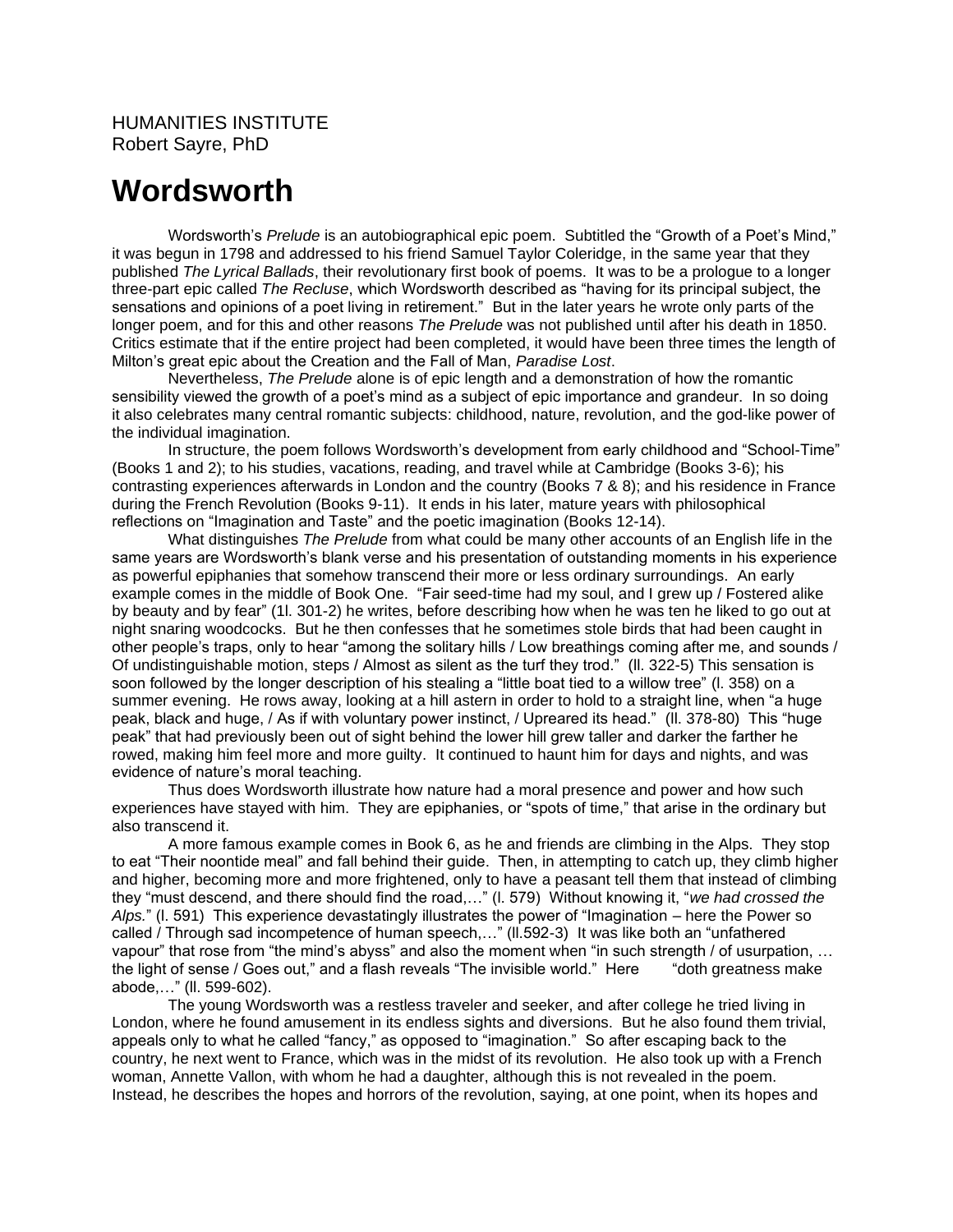HUMANITIES INSTITUTE
Robert Sayre, PhD

# Wordsworth

Wordsworth's *Prelude* is an autobiographical epic poem. Subtitled the "Growth of a Poet's Mind," it was begun in 1798 and addressed to his friend Samuel Taylor Coleridge, in the same year that they published *The Lyrical Ballads*, their revolutionary first book of poems. It was to be a prologue to a longer three-part epic called *The Recluse*, which Wordsworth described as "having for its principal subject, the sensations and opinions of a poet living in retirement." But in the later years he wrote only parts of the longer poem, and for this and other reasons *The Prelude* was not published until after his death in 1850. Critics estimate that if the entire project had been completed, it would have been three times the length of Milton's great epic about the Creation and the Fall of Man, *Paradise Lost*.

Nevertheless, *The Prelude* alone is of epic length and a demonstration of how the romantic sensibility viewed the growth of a poet's mind as a subject of epic importance and grandeur. In so doing it also celebrates many central romantic subjects: childhood, nature, revolution, and the god-like power of the individual imagination.

In structure, the poem follows Wordsworth's development from early childhood and "School-Time" (Books 1 and 2); to his studies, vacations, reading, and travel while at Cambridge (Books 3-6); his contrasting experiences afterwards in London and the country (Books 7 & 8); and his residence in France during the French Revolution (Books 9-11). It ends in his later, mature years with philosophical reflections on "Imagination and Taste" and the poetic imagination (Books 12-14).

What distinguishes *The Prelude* from what could be many other accounts of an English life in the same years are Wordsworth's blank verse and his presentation of outstanding moments in his experience as powerful epiphanies that somehow transcend their more or less ordinary surroundings. An early example comes in the middle of Book One. "Fair seed-time had my soul, and I grew up / Fostered alike by beauty and by fear" (1l. 301-2) he writes, before describing how when he was ten he liked to go out at night snaring woodcocks. But he then confesses that he sometimes stole birds that had been caught in other people's traps, only to hear "among the solitary hills / Low breathings coming after me, and sounds / Of undistinguishable motion, steps / Almost as silent as the turf they trod." (ll. 322-5) This sensation is soon followed by the longer description of his stealing a "little boat tied to a willow tree" (l. 358) on a summer evening. He rows away, looking at a hill astern in order to hold to a straight line, when "a huge peak, black and huge, / As if with voluntary power instinct, / Upreared its head." (ll. 378-80) This "huge peak" that had previously been out of sight behind the lower hill grew taller and darker the farther he rowed, making him feel more and more guilty. It continued to haunt him for days and nights, and was evidence of nature's moral teaching.

Thus does Wordsworth illustrate how nature had a moral presence and power and how such experiences have stayed with him. They are epiphanies, or "spots of time," that arise in the ordinary but also transcend it.

A more famous example comes in Book 6, as he and friends are climbing in the Alps. They stop to eat "Their noontide meal" and fall behind their guide. Then, in attempting to catch up, they climb higher and higher, becoming more and more frightened, only to have a peasant tell them that instead of climbing they "must descend, and there should find the road,…" (l. 579) Without knowing it, "*we had crossed the Alps.*" (l. 591) This experience devastatingly illustrates the power of "Imagination – here the Power so called / Through sad incompetence of human speech,…" (ll.592-3) It was like both an "unfathered vapour" that rose from "the mind's abyss" and also the moment when "in such strength / of usurpation, … the light of sense / Goes out," and a flash reveals "The invisible world." Here "doth greatness make abode,…" (ll. 599-602).

The young Wordsworth was a restless traveler and seeker, and after college he tried living in London, where he found amusement in its endless sights and diversions. But he also found them trivial, appeals only to what he called "fancy," as opposed to "imagination." So after escaping back to the country, he next went to France, which was in the midst of its revolution. He also took up with a French woman, Annette Vallon, with whom he had a daughter, although this is not revealed in the poem. Instead, he describes the hopes and horrors of the revolution, saying, at one point, when its hopes and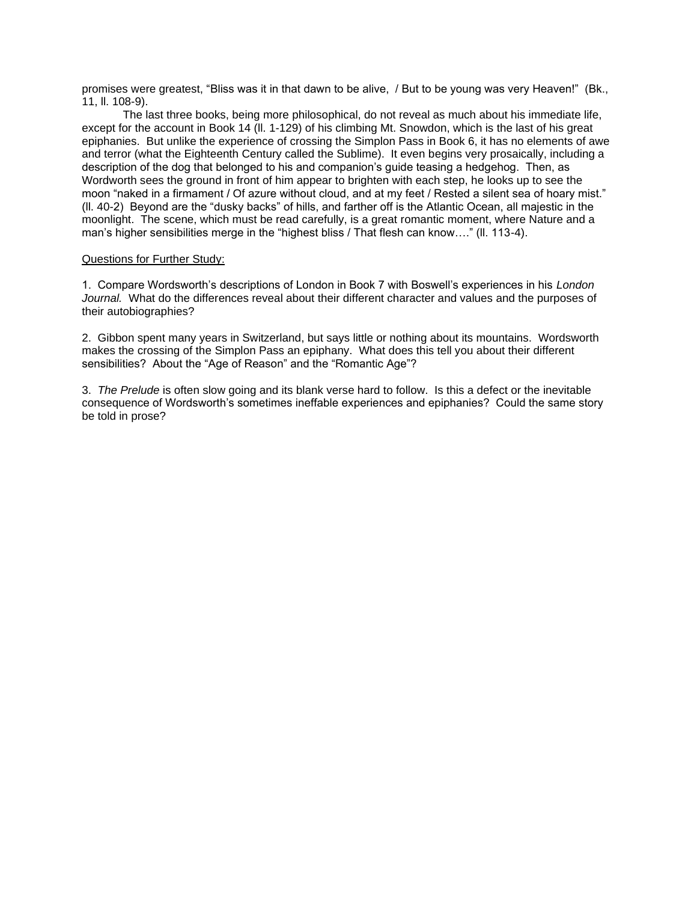promises were greatest, "Bliss was it in that dawn to be alive, / But to be young was very Heaven!" (Bk., 11, ll. 108-9).

The last three books, being more philosophical, do not reveal as much about his immediate life, except for the account in Book 14 (ll. 1-129) of his climbing Mt. Snowdon, which is the last of his great epiphanies. But unlike the experience of crossing the Simplon Pass in Book 6, it has no elements of awe and terror (what the Eighteenth Century called the Sublime). It even begins very prosaically, including a description of the dog that belonged to his and companion's guide teasing a hedgehog. Then, as Wordworth sees the ground in front of him appear to brighten with each step, he looks up to see the moon "naked in a firmament / Of azure without cloud, and at my feet / Rested a silent sea of hoary mist." (ll. 40-2) Beyond are the "dusky backs" of hills, and farther off is the Atlantic Ocean, all majestic in the moonlight. The scene, which must be read carefully, is a great romantic moment, where Nature and a man's higher sensibilities merge in the "highest bliss / That flesh can know…." (ll. 113-4).

<u>Questions for Further Study:</u>

1. Compare Wordsworth's descriptions of London in Book 7 with Boswell's experiences in his *London Journal.* What do the differences reveal about their different character and values and the purposes of their autobiographies?

2. Gibbon spent many years in Switzerland, but says little or nothing about its mountains. Wordsworth makes the crossing of the Simplon Pass an epiphany. What does this tell you about their different sensibilities? About the "Age of Reason" and the "Romantic Age"?

3. *The Prelude* is often slow going and its blank verse hard to follow. Is this a defect or the inevitable consequence of Wordsworth's sometimes ineffable experiences and epiphanies? Could the same story be told in prose?